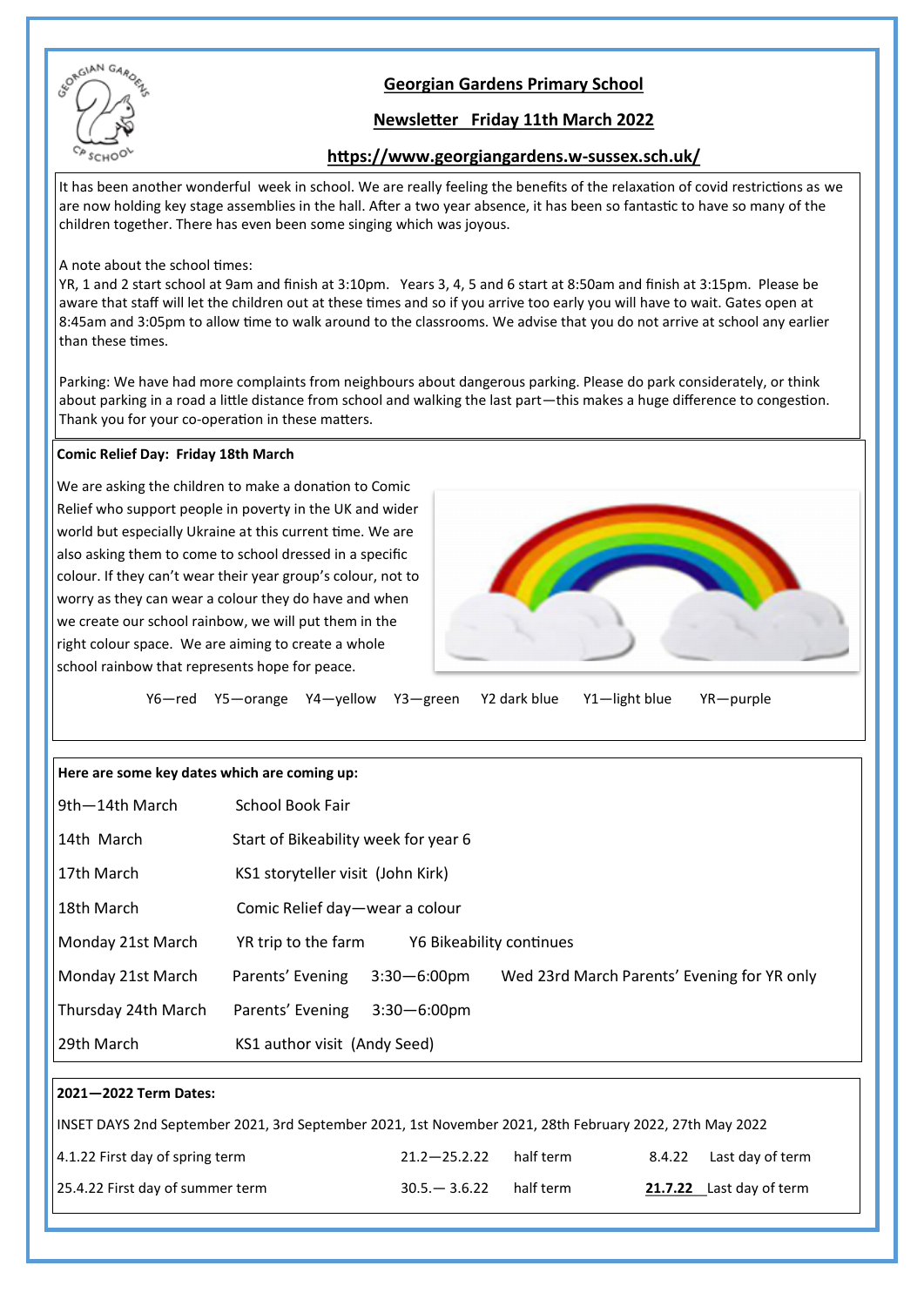# Georgian Gardens Primary School

## Newsletter Friday 11th March 2022

## https://www.georgiangardens.w-sussex.sch.uk/

It has been another wonderful week in school. We are really feeling the benefits of the relaxation of covid restrictions as we are now holding key stage assemblies in the hall. After a two year absence, it has been so fantastic to have so many of the children together. There has even been some singing which was joyous.

A note about the school times:
YR, 1 and 2 start school at 9am and finish at 3:10pm. Years 3, 4, 5 and 6 start at 8:50am and finish at 3:15pm. Please be aware that staff will let the children out at these times and so if you arrive too early you will have to wait. Gates open at 8:45am and 3:05pm to allow time to walk around to the classrooms. We advise that you do not arrive at school any earlier than these times.

Parking: We have had more complaints from neighbours about dangerous parking. Please do park considerately, or think about parking in a road a little distance from school and walking the last part—this makes a huge difference to congestion. Thank you for your co-operation in these matters.

**Comic Relief Day: Friday 18th March**

We are asking the children to make a donation to Comic Relief who support people in poverty in the UK and wider world but especially Ukraine at this current time. We are also asking them to come to school dressed in a specific colour. If they can't wear their year group's colour, not to worry as they can wear a colour they do have and when we create our school rainbow, we will put them in the right colour space. We are aiming to create a whole school rainbow that represents hope for peace.

Y6—red Y5—orange Y4—yellow Y3—green Y2 dark blue Y1—light blue YR—purple

**Here are some key dates which are coming up:**

| | | | |
|---|---|---|---|
| 9th—14th March | School Book Fair | | |
| 14th March | Start of Bikeability week for year 6 | | |
| 17th March | KS1 storyteller visit (John Kirk) | | |
| 18th March | Comic Relief day—wear a colour | | |
| Monday 21st March | YR trip to the farm | Y6 Bikeability continues | |
| Monday 21st March | Parents' Evening | 3:30—6:00pm | Wed 23rd March Parents' Evening for YR only |
| Thursday 24th March | Parents' Evening | 3:30—6:00pm | |
| 29th March | KS1 author visit (Andy Seed) | | |

**2021—2022 Term Dates:**

INSET DAYS 2nd September 2021, 3rd September 2021, 1st November 2021, 28th February 2022, 27th May 2022

| | | | | |
|---|---|---|---|---|
| 4.1.22 First day of spring term | 21.2—25.2.22 | half term | 8.4.22 | Last day of term |
| 25.4.22 First day of summer term | 30.5.— 3.6.22 | half term | **21.7.22** | Last day of term |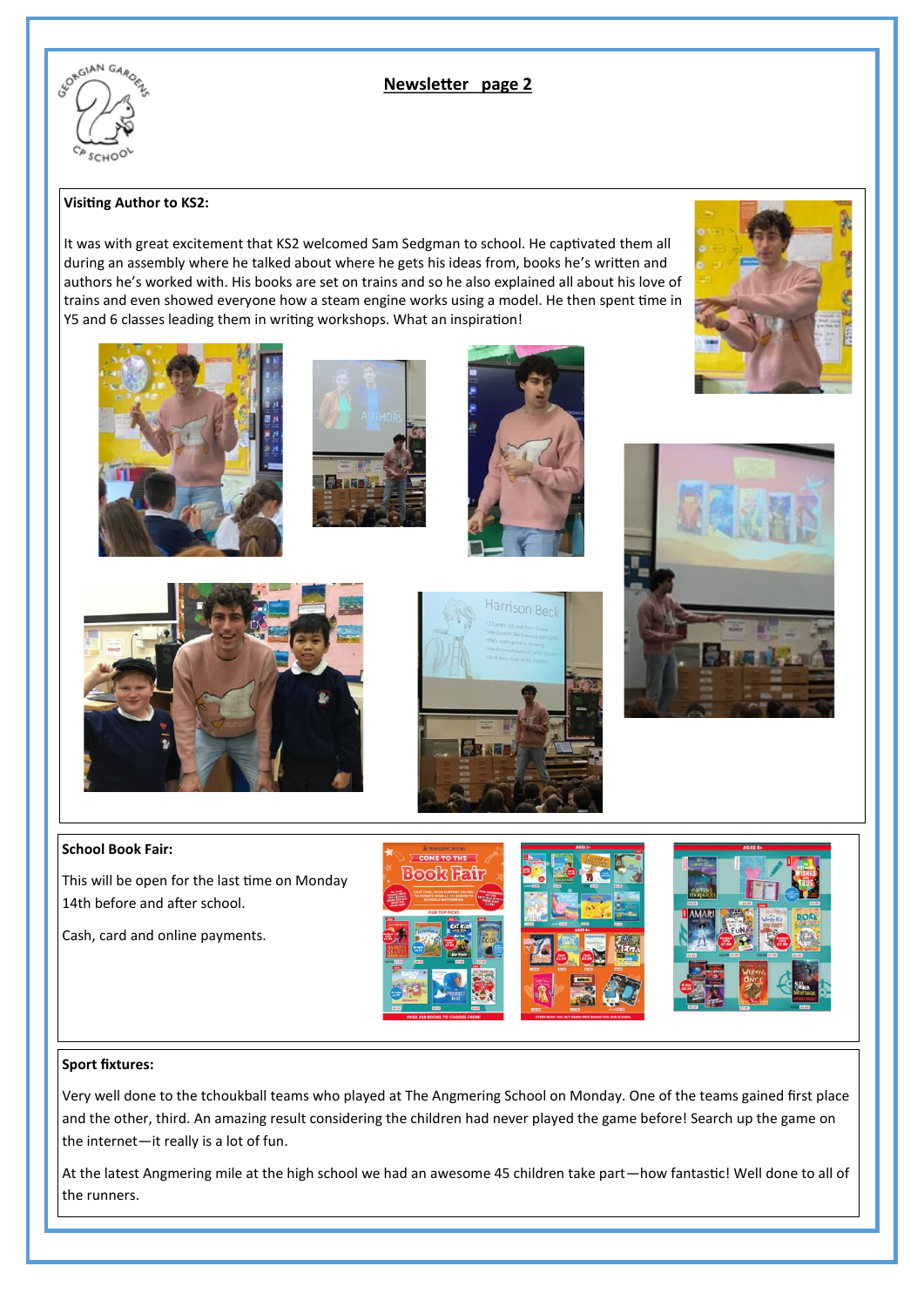# Newsletter page 2

### Visiting Author to KS2:

It was with great excitement that KS2 welcomed Sam Sedgman to school. He captivated them all during an assembly where he talked about where he gets his ideas from, books he's written and authors he's worked with. His books are set on trains and so he also explained all about his love of trains and even showed everyone how a steam engine works using a model. He then spent time in Y5 and 6 classes leading them in writing workshops. What an inspiration!

### School Book Fair:

This will be open for the last time on Monday 14th before and after school.

Cash, card and online payments.

### Sport fixtures:

Very well done to the tchoukball teams who played at The Angmering School on Monday. One of the teams gained first place and the other, third. An amazing result considering the children had never played the game before! Search up the game on the internet—it really is a lot of fun.

At the latest Angmering mile at the high school we had an awesome 45 children take part—how fantastic! Well done to all of the runners.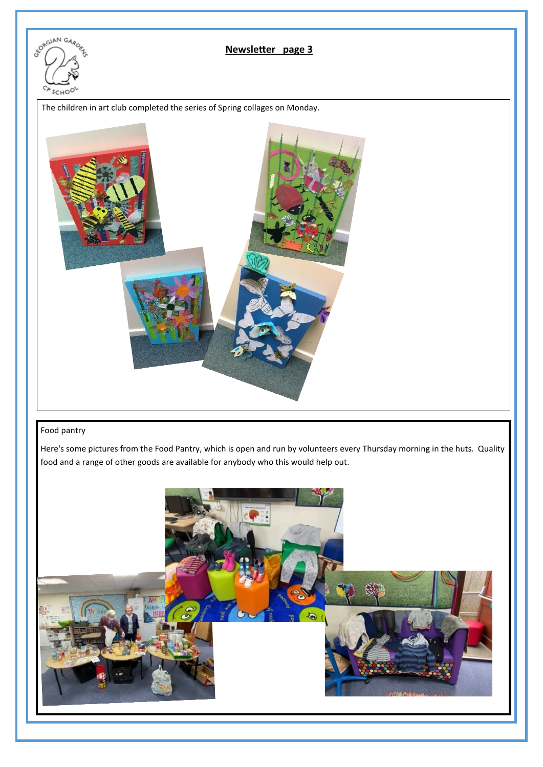## Newsletter page 3

The children in art club completed the series of Spring collages on Monday.

Food pantry

Here's some pictures from the Food Pantry, which is open and run by volunteers every Thursday morning in the huts. Quality food and a range of other goods are available for anybody who this would help out.